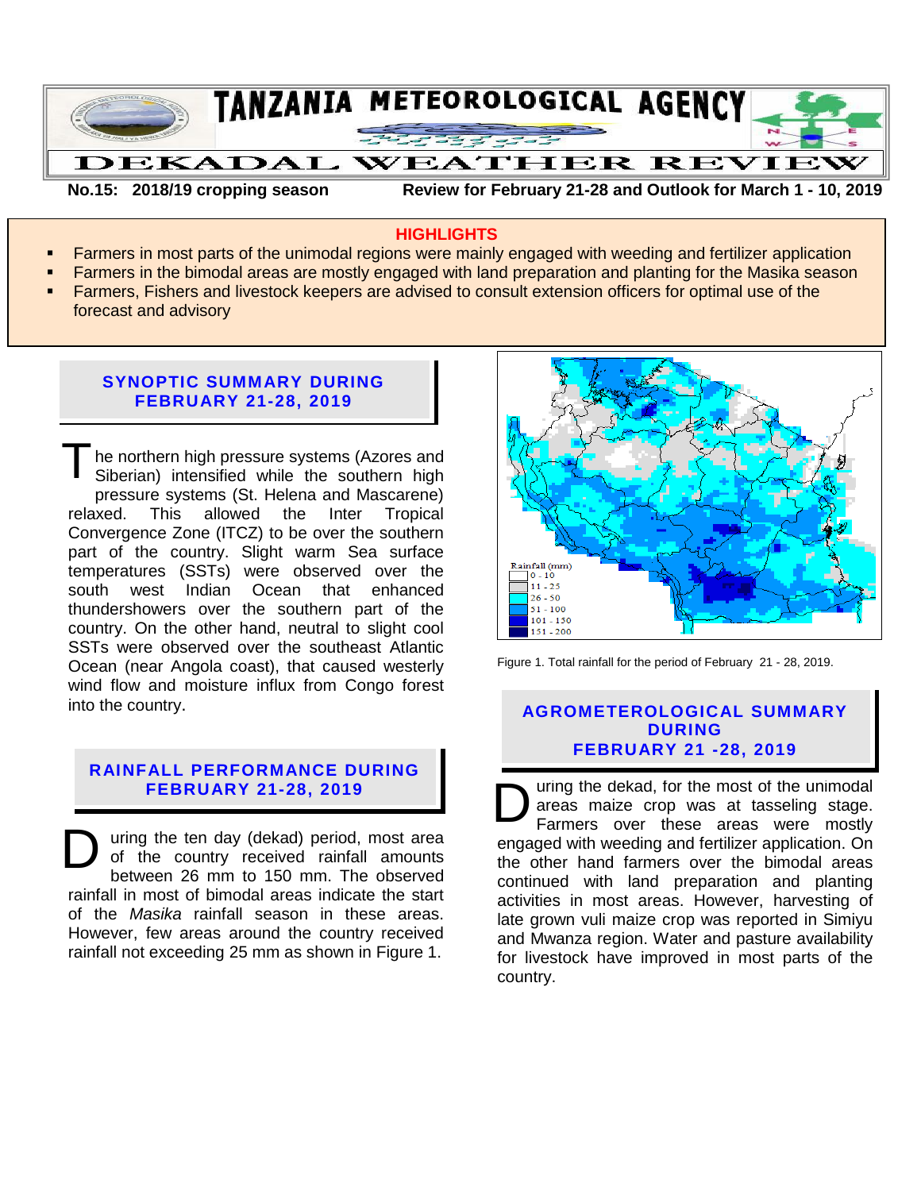# TANZANIA METEOROLOGICAL AGENCY

## DEKADAL WEATHER REVIEW

**No.15: 2018/19 cropping season** **Review for February 21-28 and Outlook for March 1 - 10, 2019**

### HIGHLIGHTS

- Farmers in most parts of the unimodal regions were mainly engaged with weeding and fertilizer application
- Farmers in the bimodal areas are mostly engaged with land preparation and planting for the Masika season
- Farmers, Fishers and livestock keepers are advised to consult extension officers for optimal use of the forecast and advisory

## SYNOPTIC SUMMARY DURING FEBRUARY 21-28, 2019

The northern high pressure systems (Azores and Siberian) intensified while the southern high pressure systems (St. Helena and Mascarene) relaxed. This allowed the Inter Tropical Convergence Zone (ITCZ) to be over the southern part of the country. Slight warm Sea surface temperatures (SSTs) were observed over the south west Indian Ocean that enhanced thundershowers over the southern part of the country. On the other hand, neutral to slight cool SSTs were observed over the southeast Atlantic Ocean (near Angola coast), that caused westerly wind flow and moisture influx from Congo forest into the country.

## RAINFALL PERFORMANCE DURING FEBRUARY 21-28, 2019

During the ten day (dekad) period, most area of the country received rainfall amounts between 26 mm to 150 mm. The observed rainfall in most of bimodal areas indicate the start of the *Masika* rainfall season in these areas. However, few areas around the country received rainfall not exceeding 25 mm as shown in Figure 1.

Figure 1. Total rainfall for the period of February 21 - 28, 2019.

## AGROMETEROLOGICAL SUMMARY DURING FEBRUARY 21 -28, 2019

During the dekad, for the most of the unimodal areas maize crop was at tasseling stage. Farmers over these areas were mostly engaged with weeding and fertilizer application. On the other hand farmers over the bimodal areas continued with land preparation and planting activities in most areas. However, harvesting of late grown vuli maize crop was reported in Simiyu and Mwanza region. Water and pasture availability for livestock have improved in most parts of the country.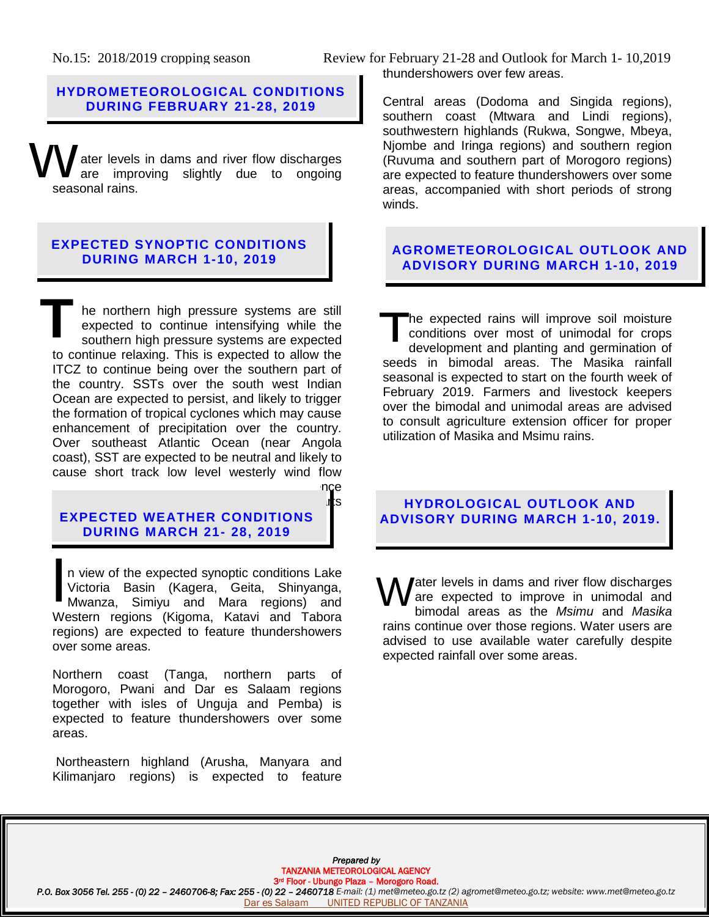## HYDROMETEOROLOGICAL CONDITIONS DURING FEBRUARY 21-28, 2019

Water levels in dams and river flow discharges are improving slightly due to ongoing seasonal rains.

## EXPECTED SYNOPTIC CONDITIONS DURING MARCH 1-10, 2019

The northern high pressure systems are still expected to continue intensifying while the southern high pressure systems are expected to continue relaxing. This is expected to allow the ITCZ to continue being over the southern part of the country. SSTs over the south west Indian Ocean are expected to persist, and likely to trigger the formation of tropical cyclones which may cause enhancement of precipitation over the country. Over southeast Atlantic Ocean (near Angola coast), SST are expected to be neutral and likely to cause short track low level westerly wind flow ...nce ...ts

## EXPECTED WEATHER CONDITIONS DURING MARCH 21- 28, 2019

In view of the expected synoptic conditions Lake Victoria Basin (Kagera, Geita, Shinyanga, Mwanza, Simiyu and Mara regions) and Western regions (Kigoma, Katavi and Tabora regions) are expected to feature thundershowers over some areas.

Northern coast (Tanga, northern parts of Morogoro, Pwani and Dar es Salaam regions together with isles of Unguja and Pemba) is expected to feature thundershowers over some areas.

Northeastern highland (Arusha, Manyara and Kilimanjaro regions) is expected to feature thundershowers over few areas.

Central areas (Dodoma and Singida regions), southern coast (Mtwara and Lindi regions), southwestern highlands (Rukwa, Songwe, Mbeya, Njombe and Iringa regions) and southern region (Ruvuma and southern part of Morogoro regions) are expected to feature thundershowers over some areas, accompanied with short periods of strong winds.

## AGROMETEOROLOGICAL OUTLOOK AND ADVISORY DURING MARCH 1-10, 2019

The expected rains will improve soil moisture conditions over most of unimodal for crops development and planting and germination of seeds in bimodal areas. The Masika rainfall seasonal is expected to start on the fourth week of February 2019. Farmers and livestock keepers over the bimodal and unimodal areas are advised to consult agriculture extension officer for proper utilization of Masika and Msimu rains.

## HYDROLOGICAL OUTLOOK AND ADVISORY DURING MARCH 1-10, 2019.

Water levels in dams and river flow discharges are expected to improve in unimodal and bimodal areas as the *Msimu* and *Masika* rains continue over those regions. Water users are advised to use available water carefully despite expected rainfall over some areas.

*Prepared by*
TANZANIA METEOROLOGICAL AGENCY
3rd Floor - Ubungo Plaza – Morogoro Road.
P.O. Box 3056 Tel. 255 - (0) 22 – 2460706-8; Fax: 255 - (0) 22 – 2460718 *E-mail: (1) met@meteo.go.tz (2) agromet@meteo.go.tz; website: www.met@meteo.go.tz*
Dar es Salaam UNITED REPUBLIC OF TANZANIA